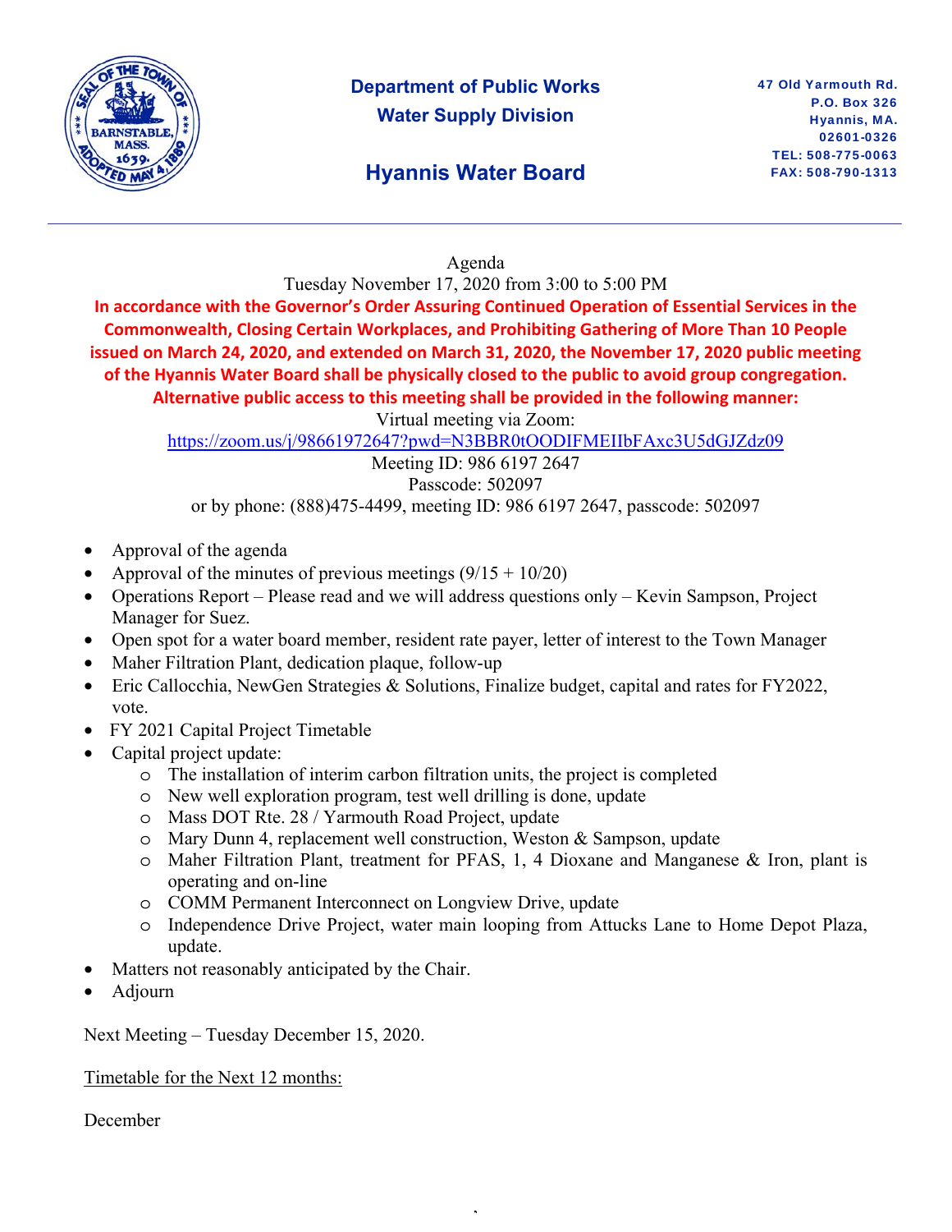# Department of Public Works
## Water Supply Division

## Hyannis Water Board

47 Old Yarmouth Rd.
P.O. Box 326
Hyannis, MA.
02601-0326
TEL: 508-775-0063
FAX: 508-790-1313

---

Agenda
Tuesday November 17, 2020 from 3:00 to 5:00 PM

**In accordance with the Governor's Order Assuring Continued Operation of Essential Services in the Commonwealth, Closing Certain Workplaces, and Prohibiting Gathering of More Than 10 People issued on March 24, 2020, and extended on March 31, 2020, the November 17, 2020 public meeting of the Hyannis Water Board shall be physically closed to the public to avoid group congregation. Alternative public access to this meeting shall be provided in the following manner:**

Virtual meeting via Zoom:
https://zoom.us/j/98661972647?pwd=N3BBR0tOODIFMEIIbFAxc3U5dGJZdz09
Meeting ID: 986 6197 2647
Passcode: 502097
or by phone: (888)475-4499, meeting ID: 986 6197 2647, passcode: 502097

- Approval of the agenda
- Approval of the minutes of previous meetings (9/15 + 10/20)
- Operations Report – Please read and we will address questions only – Kevin Sampson, Project Manager for Suez.
- Open spot for a water board member, resident rate payer, letter of interest to the Town Manager
- Maher Filtration Plant, dedication plaque, follow-up
- Eric Callocchia, NewGen Strategies & Solutions, Finalize budget, capital and rates for FY2022, vote.
- FY 2021 Capital Project Timetable
- Capital project update:
  - The installation of interim carbon filtration units, the project is completed
  - New well exploration program, test well drilling is done, update
  - Mass DOT Rte. 28 / Yarmouth Road Project, update
  - Mary Dunn 4, replacement well construction, Weston & Sampson, update
  - Maher Filtration Plant, treatment for PFAS, 1, 4 Dioxane and Manganese & Iron, plant is operating and on-line
  - COMM Permanent Interconnect on Longview Drive, update
  - Independence Drive Project, water main looping from Attucks Lane to Home Depot Plaza, update.
- Matters not reasonably anticipated by the Chair.
- Adjourn

Next Meeting – Tuesday December 15, 2020.

Timetable for the Next 12 months:

December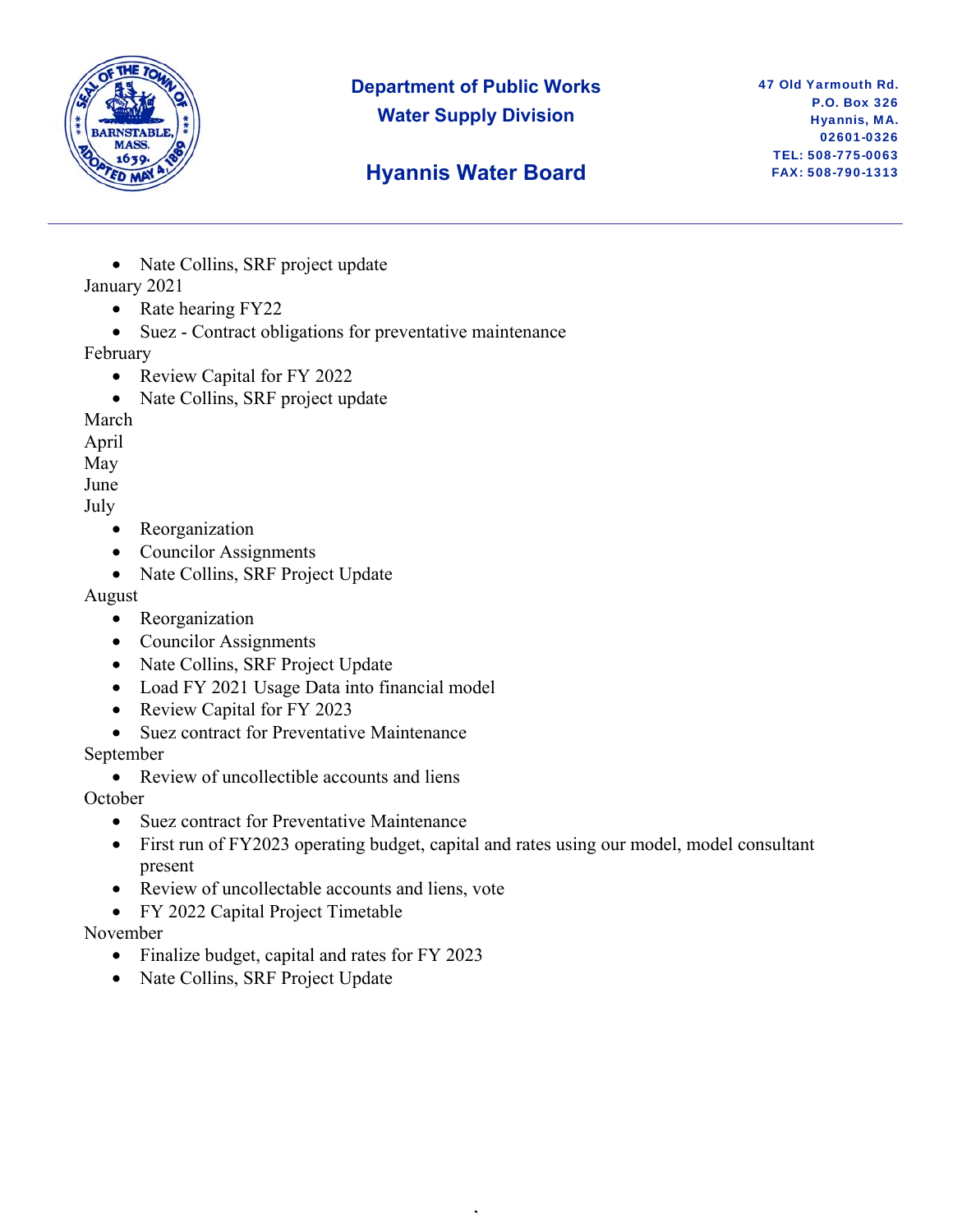- Nate Collins, SRF project update

January 2021

- Rate hearing FY22
- Suez - Contract obligations for preventative maintenance

February

- Review Capital for FY 2022
- Nate Collins, SRF project update

March

April

May

June

July

- Reorganization
- Councilor Assignments
- Nate Collins, SRF Project Update

August

- Reorganization
- Councilor Assignments
- Nate Collins, SRF Project Update
- Load FY 2021 Usage Data into financial model
- Review Capital for FY 2023
- Suez contract for Preventative Maintenance

September

- Review of uncollectible accounts and liens

October

- Suez contract for Preventative Maintenance
- First run of FY2023 operating budget, capital and rates using our model, model consultant present
- Review of uncollectable accounts and liens, vote
- FY 2022 Capital Project Timetable

November

- Finalize budget, capital and rates for FY 2023
- Nate Collins, SRF Project Update